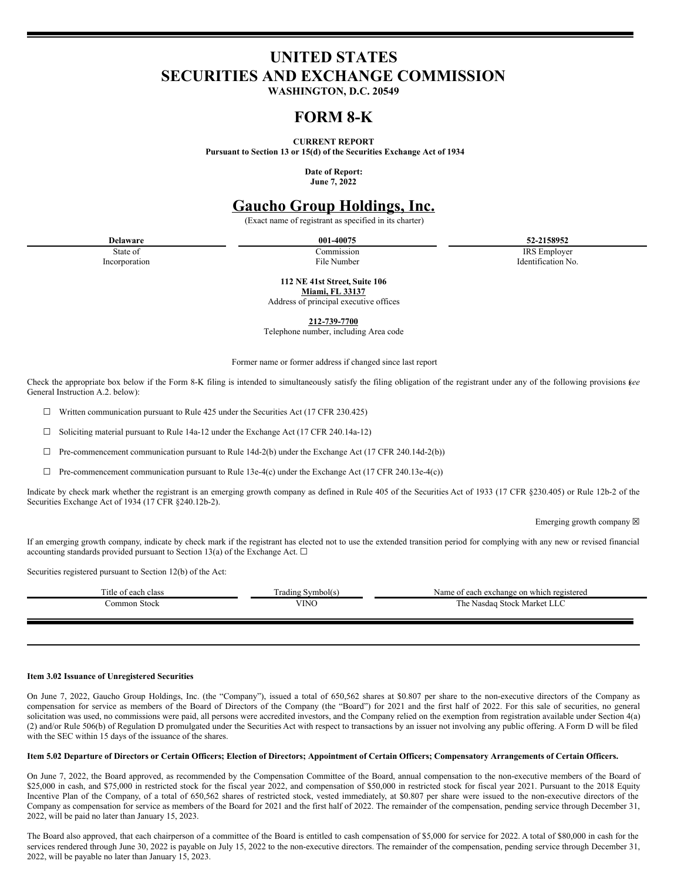# UNITED STATES
# SECURITIES AND EXCHANGE COMMISSION

**WASHINGTON, D.C. 20549**

# FORM 8-K

**CURRENT REPORT**
**Pursuant to Section 13 or 15(d) of the Securities Exchange Act of 1934**

**Date of Report:**
**June 7, 2022**

# Gaucho Group Holdings, Inc.

(Exact name of registrant as specified in its charter)

| **Delaware** | **001-40075** | **52-2158952** |
|---|---|---|
| State of Incorporation | Commission File Number | IRS Employer Identification No. |

**112 NE 41st Street, Suite 106**
**Miami, FL 33137**
Address of principal executive offices

**212-739-7700**
Telephone number, including Area code

Former name or former address if changed since last report

Check the appropriate box below if the Form 8-K filing is intended to simultaneously satisfy the filing obligation of the registrant under any of the following provisions (*see* General Instruction A.2. below):

☐ Written communication pursuant to Rule 425 under the Securities Act (17 CFR 230.425)

☐ Soliciting material pursuant to Rule 14a-12 under the Exchange Act (17 CFR 240.14a-12)

☐ Pre-commencement communication pursuant to Rule 14d-2(b) under the Exchange Act (17 CFR 240.14d-2(b))

☐ Pre-commencement communication pursuant to Rule 13e-4(c) under the Exchange Act (17 CFR 240.13e-4(c))

Indicate by check mark whether the registrant is an emerging growth company as defined in Rule 405 of the Securities Act of 1933 (17 CFR §230.405) or Rule 12b-2 of the Securities Exchange Act of 1934 (17 CFR §240.12b-2).

Emerging growth company ☒

If an emerging growth company, indicate by check mark if the registrant has elected not to use the extended transition period for complying with any new or revised financial accounting standards provided pursuant to Section 13(a) of the Exchange Act. ☐

Securities registered pursuant to Section 12(b) of the Act:

| Title of each class | Trading Symbol(s) | Name of each exchange on which registered |
|---|---|---|
| Common Stock | VINO | The Nasdaq Stock Market LLC |

**Item 3.02 Issuance of Unregistered Securities**

On June 7, 2022, Gaucho Group Holdings, Inc. (the "Company"), issued a total of 650,562 shares at $0.807 per share to the non-executive directors of the Company as compensation for service as members of the Board of Directors of the Company (the "Board") for 2021 and the first half of 2022. For this sale of securities, no general solicitation was used, no commissions were paid, all persons were accredited investors, and the Company relied on the exemption from registration available under Section 4(a)(2) and/or Rule 506(b) of Regulation D promulgated under the Securities Act with respect to transactions by an issuer not involving any public offering. A Form D will be filed with the SEC within 15 days of the issuance of the shares.

**Item 5.02 Departure of Directors or Certain Officers; Election of Directors; Appointment of Certain Officers; Compensatory Arrangements of Certain Officers.**

On June 7, 2022, the Board approved, as recommended by the Compensation Committee of the Board, annual compensation to the non-executive members of the Board of $25,000 in cash, and $75,000 in restricted stock for the fiscal year 2022, and compensation of $50,000 in restricted stock for fiscal year 2021. Pursuant to the 2018 Equity Incentive Plan of the Company, of a total of 650,562 shares of restricted stock, vested immediately, at $0.807 per share were issued to the non-executive directors of the Company as compensation for service as members of the Board for 2021 and the first half of 2022. The remainder of the compensation, pending service through December 31, 2022, will be paid no later than January 15, 2023.

The Board also approved, that each chairperson of a committee of the Board is entitled to cash compensation of $5,000 for service for 2022. A total of $80,000 in cash for the services rendered through June 30, 2022 is payable on July 15, 2022 to the non-executive directors. The remainder of the compensation, pending service through December 31, 2022, will be payable no later than January 15, 2023.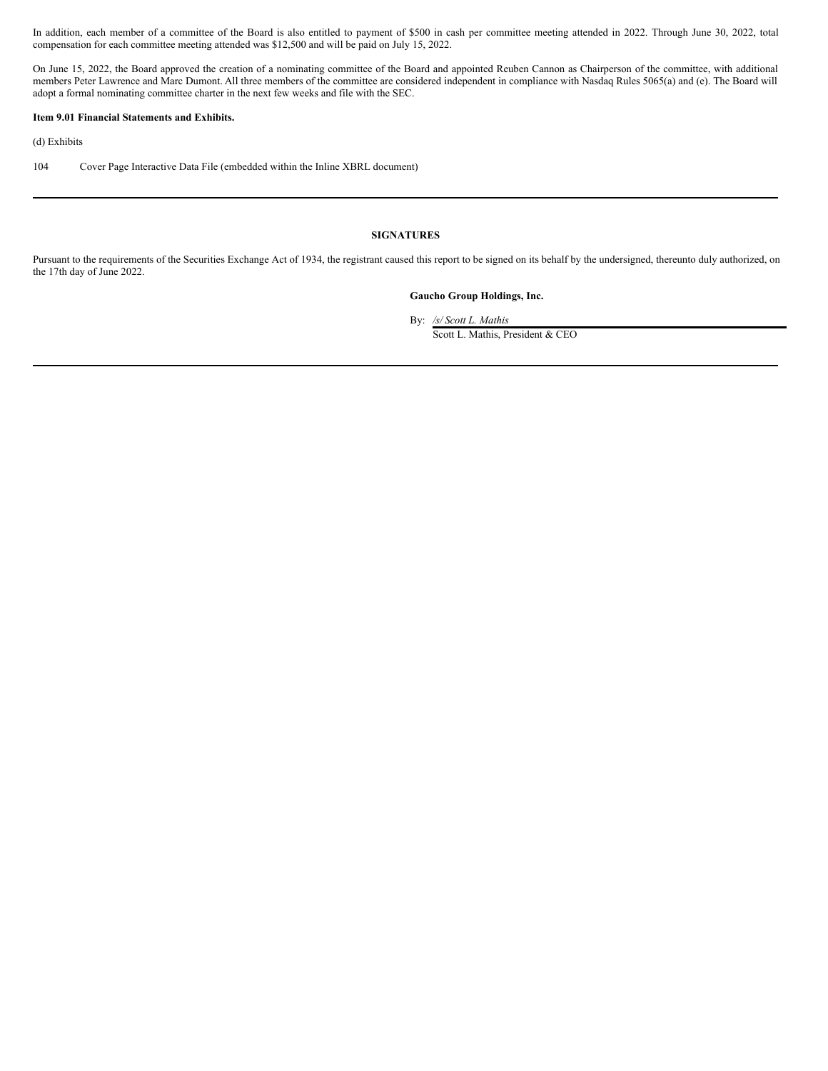In addition, each member of a committee of the Board is also entitled to payment of $500 in cash per committee meeting attended in 2022. Through June 30, 2022, total compensation for each committee meeting attended was $12,500 and will be paid on July 15, 2022.

On June 15, 2022, the Board approved the creation of a nominating committee of the Board and appointed Reuben Cannon as Chairperson of the committee, with additional members Peter Lawrence and Marc Dumont. All three members of the committee are considered independent in compliance with Nasdaq Rules 5065(a) and (e). The Board will adopt a formal nominating committee charter in the next few weeks and file with the SEC.

**Item 9.01 Financial Statements and Exhibits.**

(d) Exhibits

104 Cover Page Interactive Data File (embedded within the Inline XBRL document)

**SIGNATURES**

Pursuant to the requirements of the Securities Exchange Act of 1934, the registrant caused this report to be signed on its behalf by the undersigned, thereunto duly authorized, on the 17th day of June 2022.

**Gaucho Group Holdings, Inc.**

By: */s/ Scott L. Mathis*

Scott L. Mathis, President & CEO